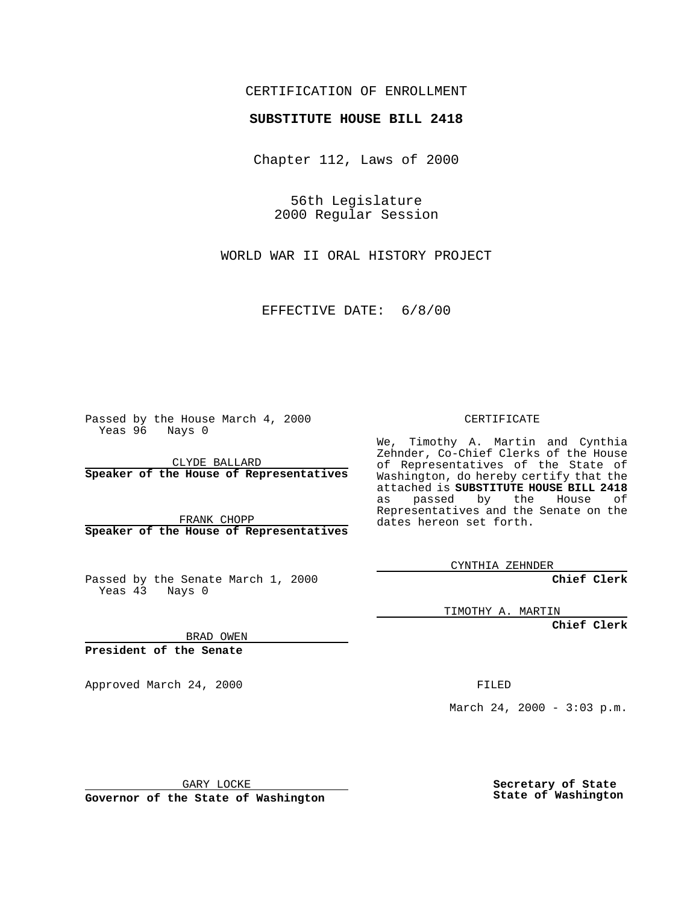CERTIFICATION OF ENROLLMENT

**SUBSTITUTE HOUSE BILL 2418**

Chapter 112, Laws of 2000

56th Legislature
2000 Regular Session

WORLD WAR II ORAL HISTORY PROJECT

EFFECTIVE DATE: 6/8/00

Passed by the House March 4, 2000
Yeas 96 Nays 0

CLYDE BALLARD
**Speaker of the House of Representatives**

FRANK CHOPP
**Speaker of the House of Representatives**

Passed by the Senate March 1, 2000
Yeas 43 Nays 0

BRAD OWEN
**President of the Senate**

Approved March 24, 2000

GARY LOCKE
**Governor of the State of Washington**

CERTIFICATE

We, Timothy A. Martin and Cynthia Zehnder, Co-Chief Clerks of the House of Representatives of the State of Washington, do hereby certify that the attached is **SUBSTITUTE HOUSE BILL 2418** as passed by the House of Representatives and the Senate on the dates hereon set forth.

CYNTHIA ZEHNDER
**Chief Clerk**

TIMOTHY A. MARTIN
**Chief Clerk**

FILED

March 24, 2000 - 3:03 p.m.

**Secretary of State**
**State of Washington**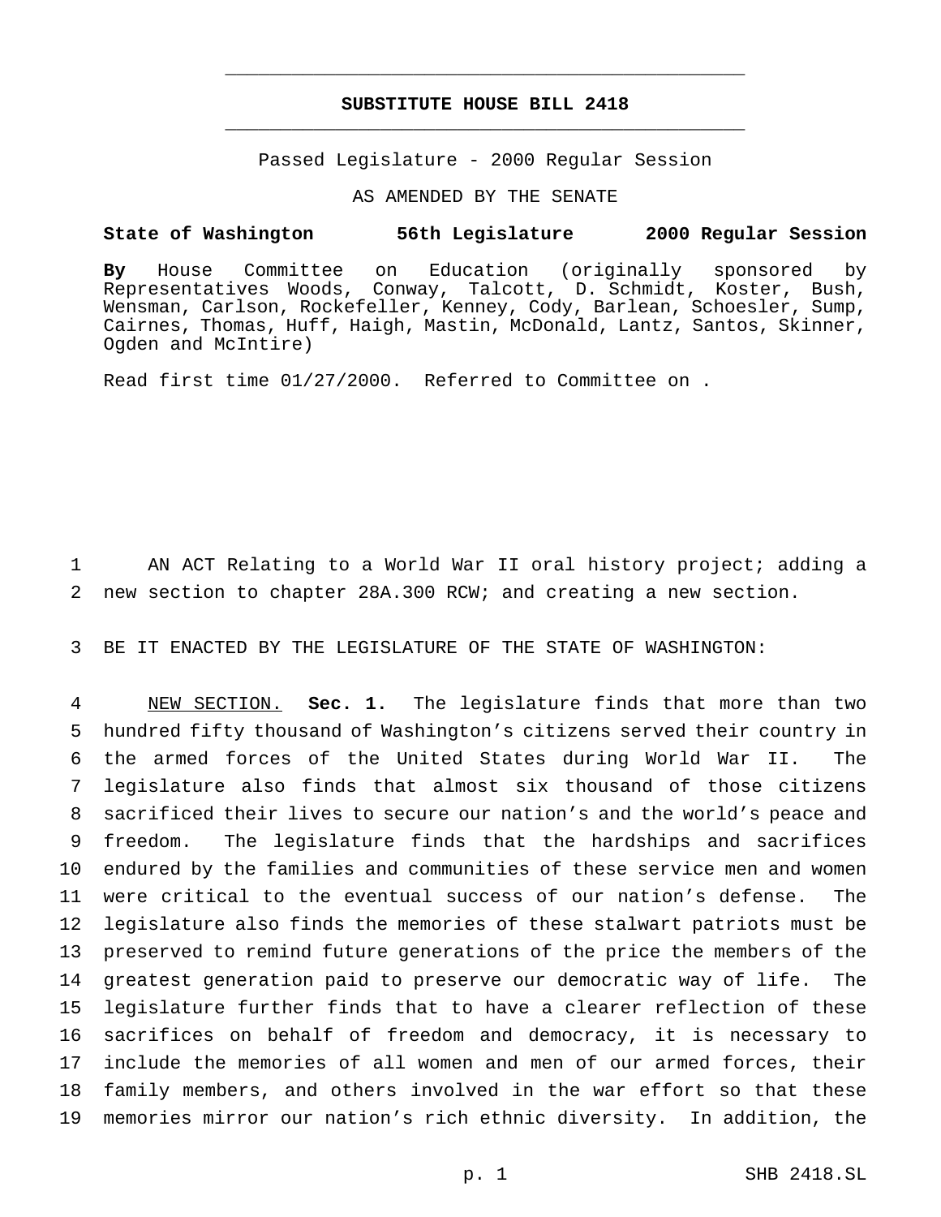**SUBSTITUTE HOUSE BILL 2418**

Passed Legislature - 2000 Regular Session

AS AMENDED BY THE SENATE

**State of Washington 56th Legislature 2000 Regular Session**

**By** House Committee on Education (originally sponsored by Representatives Woods, Conway, Talcott, D. Schmidt, Koster, Bush, Wensman, Carlson, Rockefeller, Kenney, Cody, Barlean, Schoesler, Sump, Cairnes, Thomas, Huff, Haigh, Mastin, McDonald, Lantz, Santos, Skinner, Ogden and McIntire)

Read first time 01/27/2000. Referred to Committee on .

AN ACT Relating to a World War II oral history project; adding a new section to chapter 28A.300 RCW; and creating a new section.

BE IT ENACTED BY THE LEGISLATURE OF THE STATE OF WASHINGTON:

NEW SECTION. **Sec. 1.** The legislature finds that more than two hundred fifty thousand of Washington's citizens served their country in the armed forces of the United States during World War II. The legislature also finds that almost six thousand of those citizens sacrificed their lives to secure our nation's and the world's peace and freedom. The legislature finds that the hardships and sacrifices endured by the families and communities of these service men and women were critical to the eventual success of our nation's defense. The legislature also finds the memories of these stalwart patriots must be preserved to remind future generations of the price the members of the greatest generation paid to preserve our democratic way of life. The legislature further finds that to have a clearer reflection of these sacrifices on behalf of freedom and democracy, it is necessary to include the memories of all women and men of our armed forces, their family members, and others involved in the war effort so that these memories mirror our nation's rich ethnic diversity. In addition, the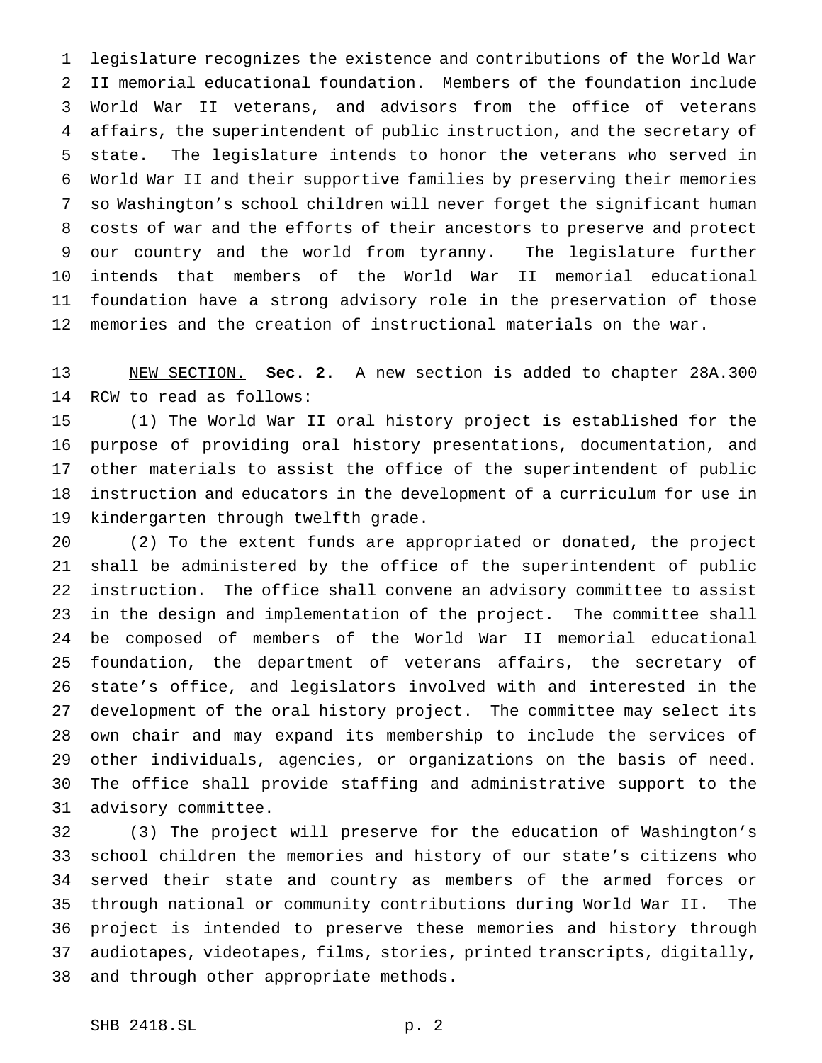legislature recognizes the existence and contributions of the World War II memorial educational foundation. Members of the foundation include World War II veterans, and advisors from the office of veterans affairs, the superintendent of public instruction, and the secretary of state. The legislature intends to honor the veterans who served in World War II and their supportive families by preserving their memories so Washington's school children will never forget the significant human costs of war and the efforts of their ancestors to preserve and protect our country and the world from tyranny. The legislature further intends that members of the World War II memorial educational foundation have a strong advisory role in the preservation of those memories and the creation of instructional materials on the war.

NEW SECTION. **Sec. 2.** A new section is added to chapter 28A.300 RCW to read as follows:

(1) The World War II oral history project is established for the purpose of providing oral history presentations, documentation, and other materials to assist the office of the superintendent of public instruction and educators in the development of a curriculum for use in kindergarten through twelfth grade.

(2) To the extent funds are appropriated or donated, the project shall be administered by the office of the superintendent of public instruction. The office shall convene an advisory committee to assist in the design and implementation of the project. The committee shall be composed of members of the World War II memorial educational foundation, the department of veterans affairs, the secretary of state's office, and legislators involved with and interested in the development of the oral history project. The committee may select its own chair and may expand its membership to include the services of other individuals, agencies, or organizations on the basis of need. The office shall provide staffing and administrative support to the advisory committee.

(3) The project will preserve for the education of Washington's school children the memories and history of our state's citizens who served their state and country as members of the armed forces or through national or community contributions during World War II. The project is intended to preserve these memories and history through audiotapes, videotapes, films, stories, printed transcripts, digitally, and through other appropriate methods.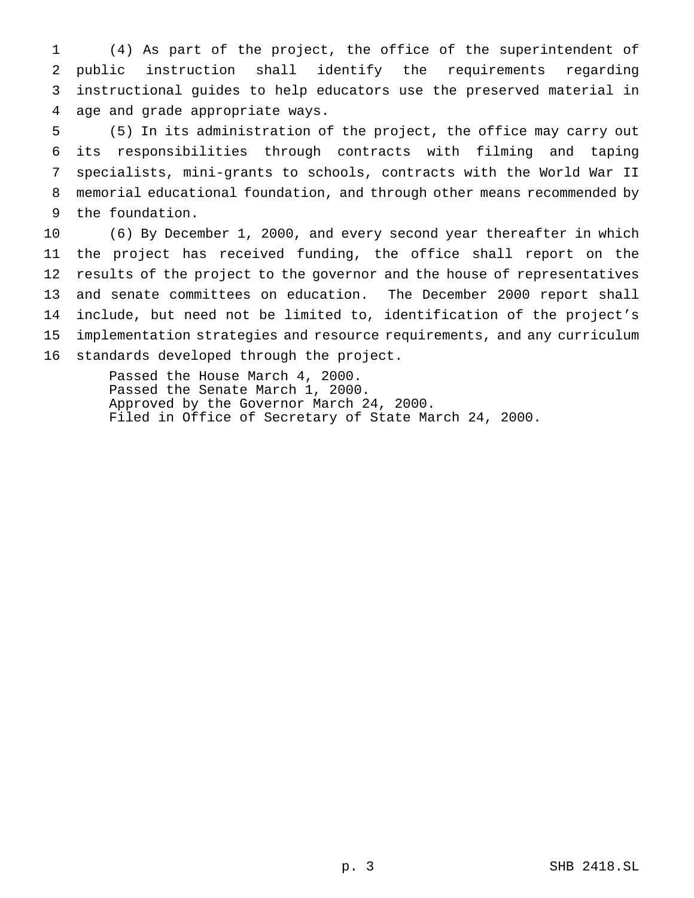(4) As part of the project, the office of the superintendent of public instruction shall identify the requirements regarding instructional guides to help educators use the preserved material in age and grade appropriate ways.

(5) In its administration of the project, the office may carry out its responsibilities through contracts with filming and taping specialists, mini-grants to schools, contracts with the World War II memorial educational foundation, and through other means recommended by the foundation.

(6) By December 1, 2000, and every second year thereafter in which the project has received funding, the office shall report on the results of the project to the governor and the house of representatives and senate committees on education. The December 2000 report shall include, but need not be limited to, identification of the project's implementation strategies and resource requirements, and any curriculum standards developed through the project.

Passed the House March 4, 2000.
Passed the Senate March 1, 2000.
Approved by the Governor March 24, 2000.
Filed in Office of Secretary of State March 24, 2000.